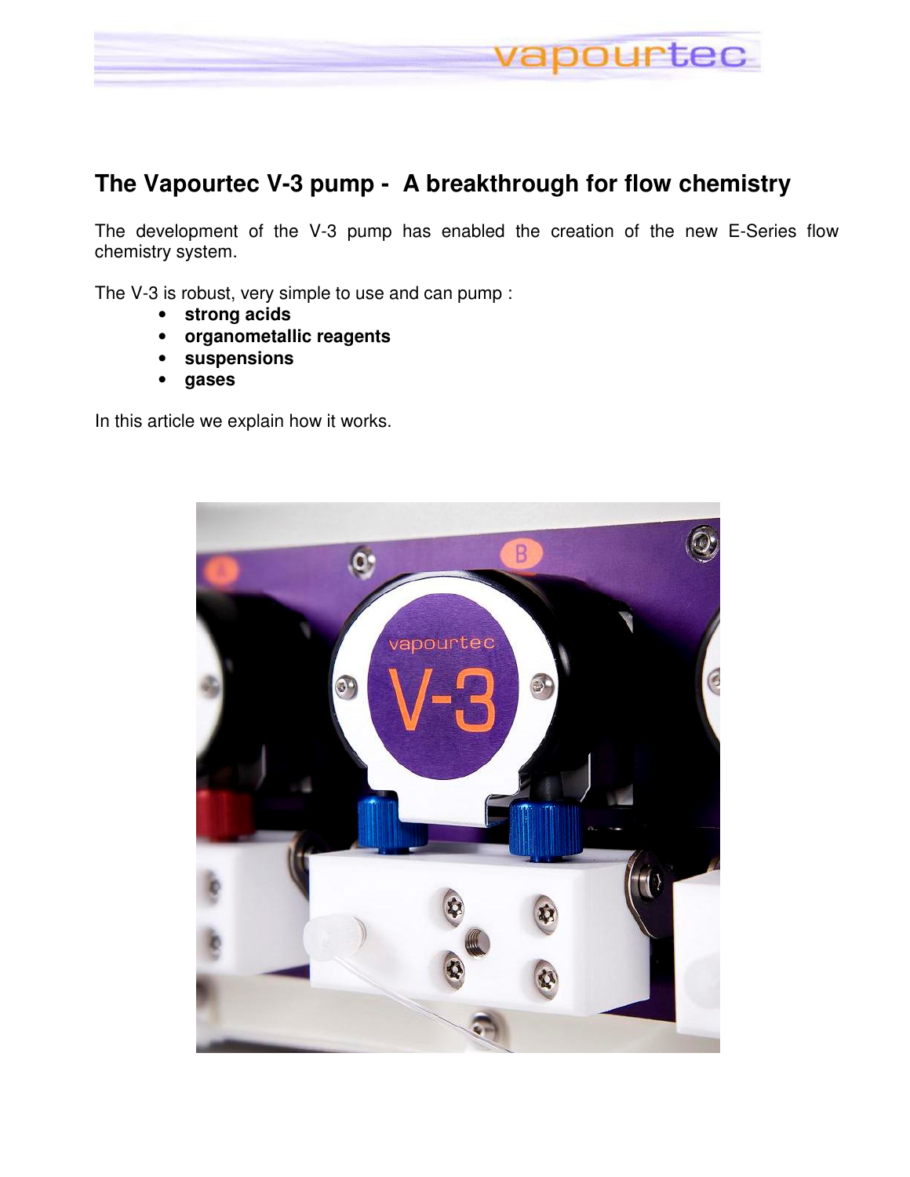# The Vapourtec V-3 pump - A breakthrough for flow chemistry

The development of the V-3 pump has enabled the creation of the new E-Series flow chemistry system.

The V-3 is robust, very simple to use and can pump :

- **strong acids**
- **organometallic reagents**
- **suspensions**
- **gases**

In this article we explain how it works.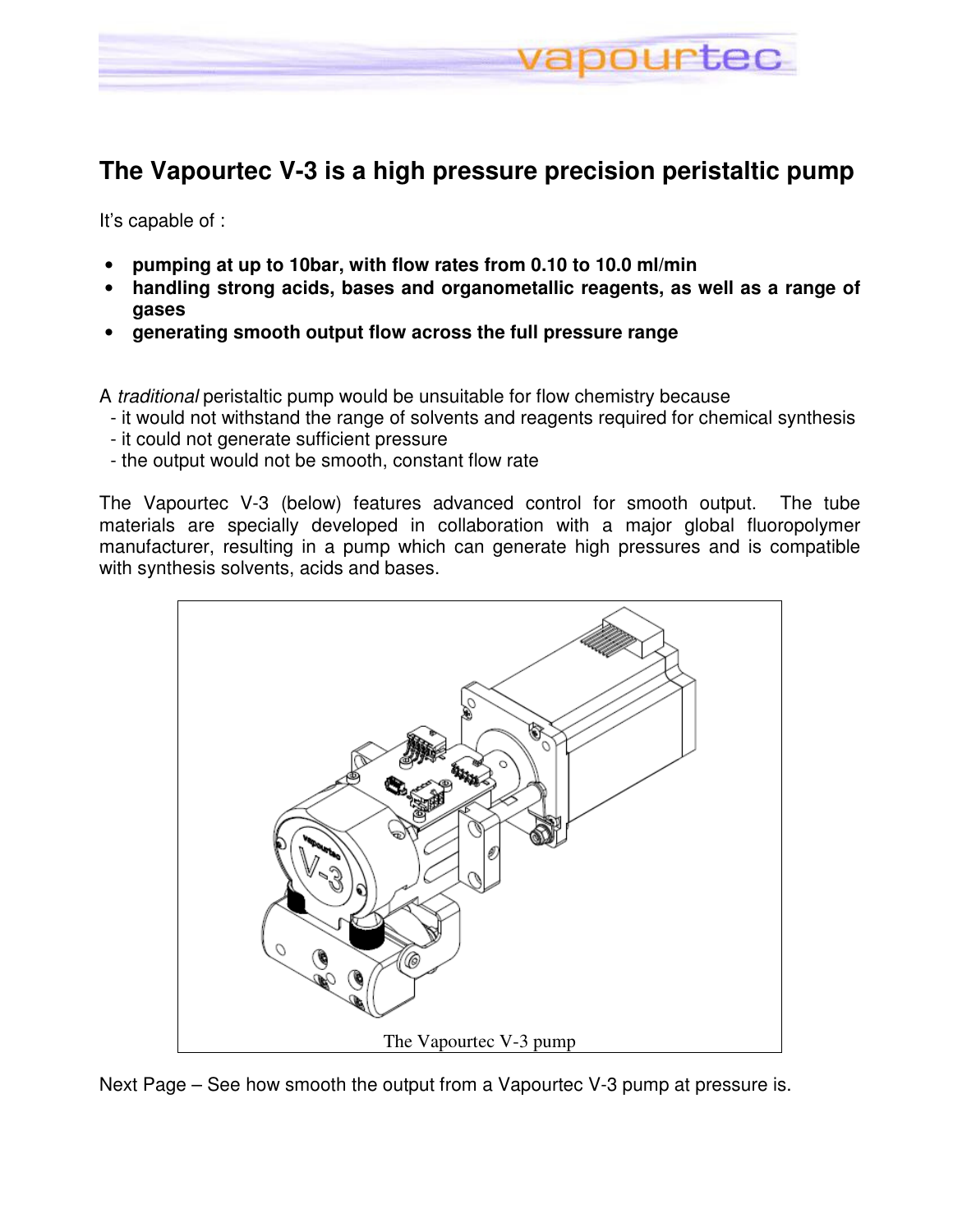# The Vapourtec V-3 is a high pressure precision peristaltic pump

It's capable of :

- **pumping at up to 10bar, with flow rates from 0.10 to 10.0 ml/min**
- **handling strong acids, bases and organometallic reagents, as well as a range of gases**
- **generating smooth output flow across the full pressure range**

A *traditional* peristaltic pump would be unsuitable for flow chemistry because
- it would not withstand the range of solvents and reagents required for chemical synthesis
- it could not generate sufficient pressure
- the output would not be smooth, constant flow rate

The Vapourtec V-3 (below) features advanced control for smooth output. The tube materials are specially developed in collaboration with a major global fluoropolymer manufacturer, resulting in a pump which can generate high pressures and is compatible with synthesis solvents, acids and bases.

The Vapourtec V-3 pump

Next Page – See how smooth the output from a Vapourtec V-3 pump at pressure is.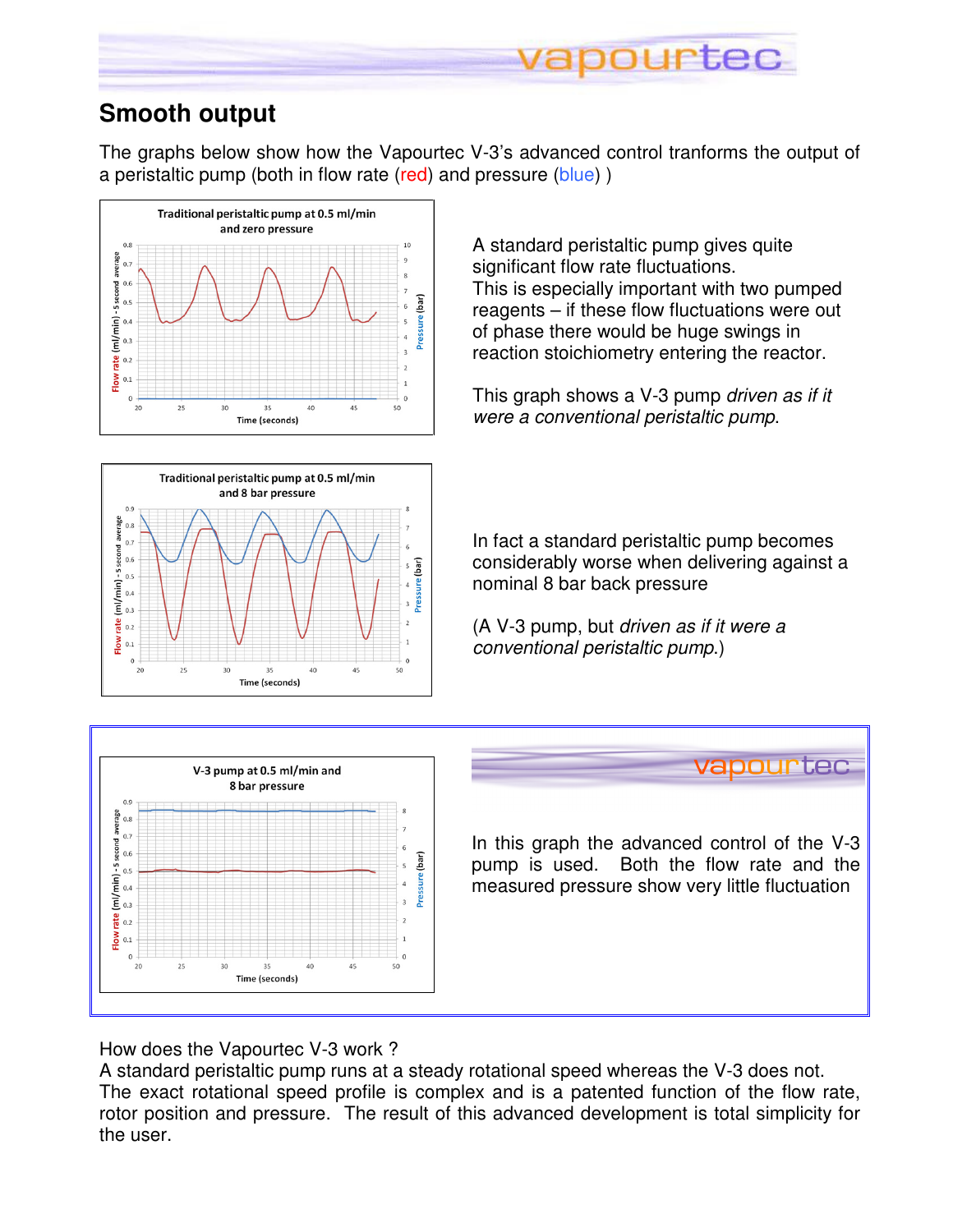## Smooth output

The graphs below show how the Vapourtec V-3's advanced control tranforms the output of a peristaltic pump (both in flow rate (red) and pressure (blue) )

A standard peristaltic pump gives quite significant flow rate fluctuations.
This is especially important with two pumped reagents – if these flow fluctuations were out of phase there would be huge swings in reaction stoichiometry entering the reactor.

This graph shows a V-3 pump *driven as if it were a conventional peristaltic pump*.

In fact a standard peristaltic pump becomes considerably worse when delivering against a nominal 8 bar back pressure

(A V-3 pump, but *driven as if it were a conventional peristaltic pump*.)

In this graph the advanced control of the V-3 pump is used. Both the flow rate and the measured pressure show very little fluctuation

How does the Vapourtec V-3 work ?
A standard peristaltic pump runs at a steady rotational speed whereas the V-3 does not. The exact rotational speed profile is complex and is a patented function of the flow rate, rotor position and pressure. The result of this advanced development is total simplicity for the user.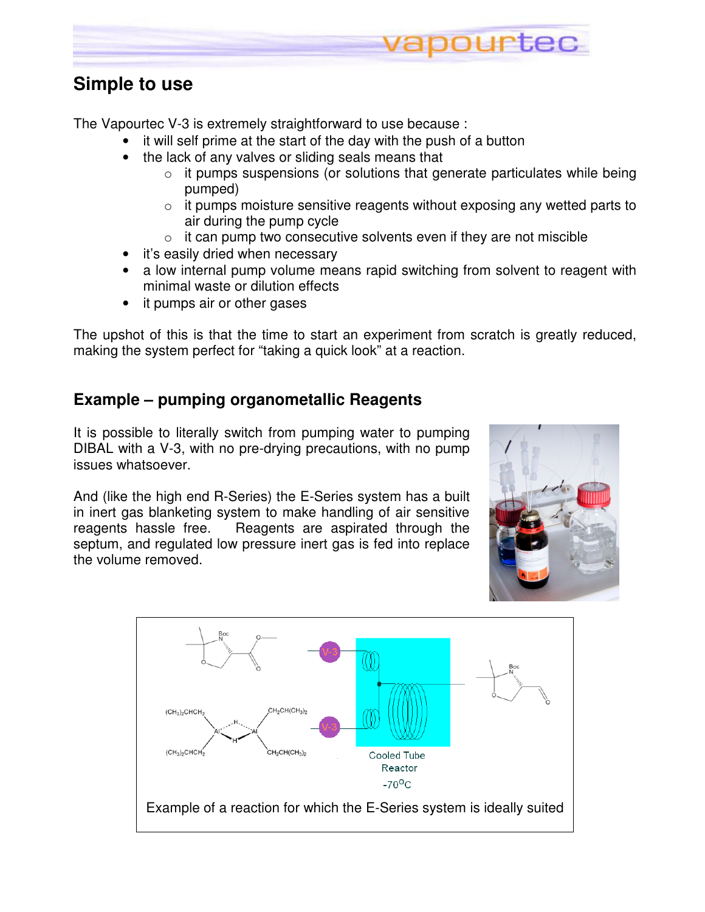## Simple to use

The Vapourtec V-3 is extremely straightforward to use because :

- it will self prime at the start of the day with the push of a button
- the lack of any valves or sliding seals means that
  - it pumps suspensions (or solutions that generate particulates while being pumped)
  - it pumps moisture sensitive reagents without exposing any wetted parts to air during the pump cycle
  - it can pump two consecutive solvents even if they are not miscible
- it's easily dried when necessary
- a low internal pump volume means rapid switching from solvent to reagent with minimal waste or dilution effects
- it pumps air or other gases

The upshot of this is that the time to start an experiment from scratch is greatly reduced, making the system perfect for "taking a quick look" at a reaction.

### Example – pumping organometallic Reagents

It is possible to literally switch from pumping water to pumping DIBAL with a V-3, with no pre-drying precautions, with no pump issues whatsoever.

And (like the high end R-Series) the E-Series system has a built in inert gas blanketing system to make handling of air sensitive reagents hassle free. Reagents are aspirated through the septum, and regulated low pressure inert gas is fed into replace the volume removed.

Boc
N
O
O
O
V-3
V-3
$(CH_3)_2CHCH_2$
$CH_2CH(CH_3)_2$
$(CH_3)_2CHCH_2$
$CH_2CH(CH_3)_2$
Al
H
H
Al
Cooled Tube Reactor
-70°C
Boc
N
O
O

Example of a reaction for which the E-Series system is ideally suited